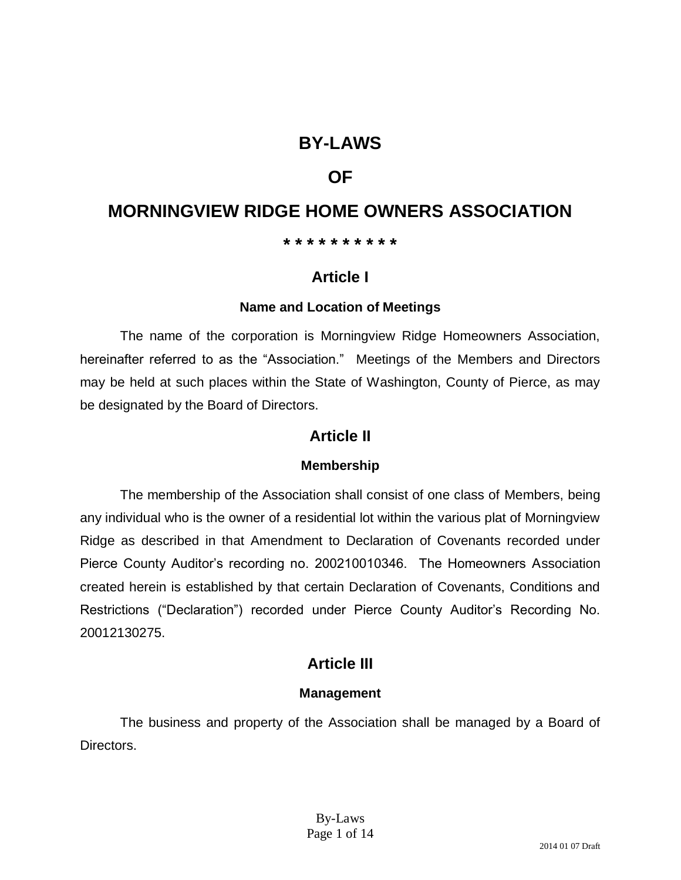# BY-LAWS

# OF

# MORNINGVIEW RIDGE HOME OWNERS ASSOCIATION

**\* \* \* \* \* \* \* \* \* \***

## Article I

### Name and Location of Meetings

The name of the corporation is Morningview Ridge Homeowners Association, hereinafter referred to as the "Association." Meetings of the Members and Directors may be held at such places within the State of Washington, County of Pierce, as may be designated by the Board of Directors.

## Article II

### Membership

The membership of the Association shall consist of one class of Members, being any individual who is the owner of a residential lot within the various plat of Morningview Ridge as described in that Amendment to Declaration of Covenants recorded under Pierce County Auditor's recording no. 200210010346. The Homeowners Association created herein is established by that certain Declaration of Covenants, Conditions and Restrictions ("Declaration") recorded under Pierce County Auditor's Recording No. 20012130275.

## Article III

### Management

The business and property of the Association shall be managed by a Board of Directors.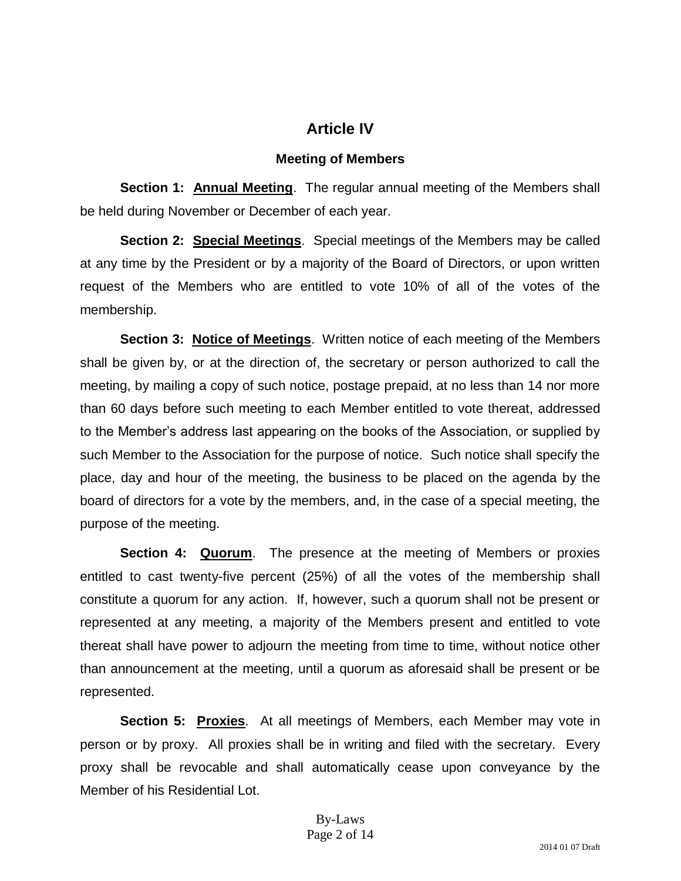# Article IV

## Meeting of Members

**Section 1: Annual Meeting**. The regular annual meeting of the Members shall be held during November or December of each year.

**Section 2: Special Meetings**. Special meetings of the Members may be called at any time by the President or by a majority of the Board of Directors, or upon written request of the Members who are entitled to vote 10% of all of the votes of the membership.

**Section 3: Notice of Meetings**. Written notice of each meeting of the Members shall be given by, or at the direction of, the secretary or person authorized to call the meeting, by mailing a copy of such notice, postage prepaid, at no less than 14 nor more than 60 days before such meeting to each Member entitled to vote thereat, addressed to the Member's address last appearing on the books of the Association, or supplied by such Member to the Association for the purpose of notice. Such notice shall specify the place, day and hour of the meeting, the business to be placed on the agenda by the board of directors for a vote by the members, and, in the case of a special meeting, the purpose of the meeting.

**Section 4: Quorum**. The presence at the meeting of Members or proxies entitled to cast twenty-five percent (25%) of all the votes of the membership shall constitute a quorum for any action. If, however, such a quorum shall not be present or represented at any meeting, a majority of the Members present and entitled to vote thereat shall have power to adjourn the meeting from time to time, without notice other than announcement at the meeting, until a quorum as aforesaid shall be present or be represented.

**Section 5: Proxies**. At all meetings of Members, each Member may vote in person or by proxy. All proxies shall be in writing and filed with the secretary. Every proxy shall be revocable and shall automatically cease upon conveyance by the Member of his Residential Lot.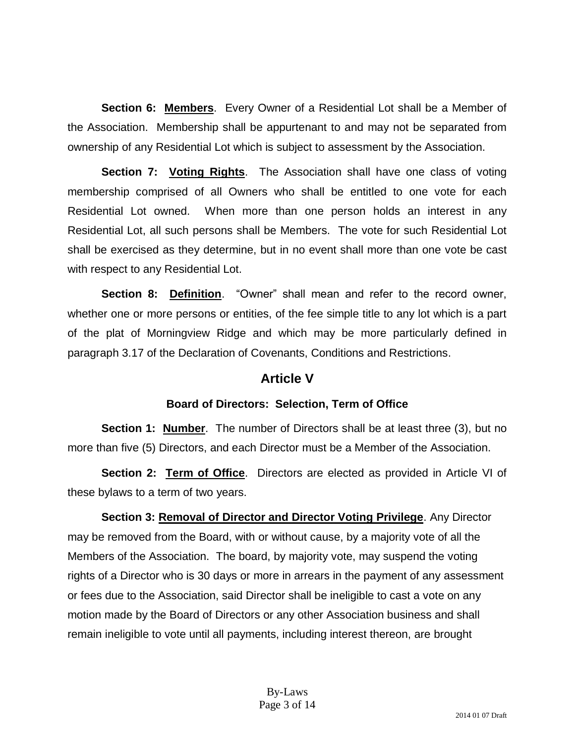**Section 6: Members**. Every Owner of a Residential Lot shall be a Member of the Association. Membership shall be appurtenant to and may not be separated from ownership of any Residential Lot which is subject to assessment by the Association.

**Section 7: Voting Rights**. The Association shall have one class of voting membership comprised of all Owners who shall be entitled to one vote for each Residential Lot owned. When more than one person holds an interest in any Residential Lot, all such persons shall be Members. The vote for such Residential Lot shall be exercised as they determine, but in no event shall more than one vote be cast with respect to any Residential Lot.

**Section 8: Definition**. "Owner" shall mean and refer to the record owner, whether one or more persons or entities, of the fee simple title to any lot which is a part of the plat of Morningview Ridge and which may be more particularly defined in paragraph 3.17 of the Declaration of Covenants, Conditions and Restrictions.

## Article V

### Board of Directors: Selection, Term of Office

**Section 1: Number**. The number of Directors shall be at least three (3), but no more than five (5) Directors, and each Director must be a Member of the Association.

**Section 2: Term of Office**. Directors are elected as provided in Article VI of these bylaws to a term of two years.

**Section 3: Removal of Director and Director Voting Privilege**. Any Director may be removed from the Board, with or without cause, by a majority vote of all the Members of the Association. The board, by majority vote, may suspend the voting rights of a Director who is 30 days or more in arrears in the payment of any assessment or fees due to the Association, said Director shall be ineligible to cast a vote on any motion made by the Board of Directors or any other Association business and shall remain ineligible to vote until all payments, including interest thereon, are brought

2014 01 07 Draft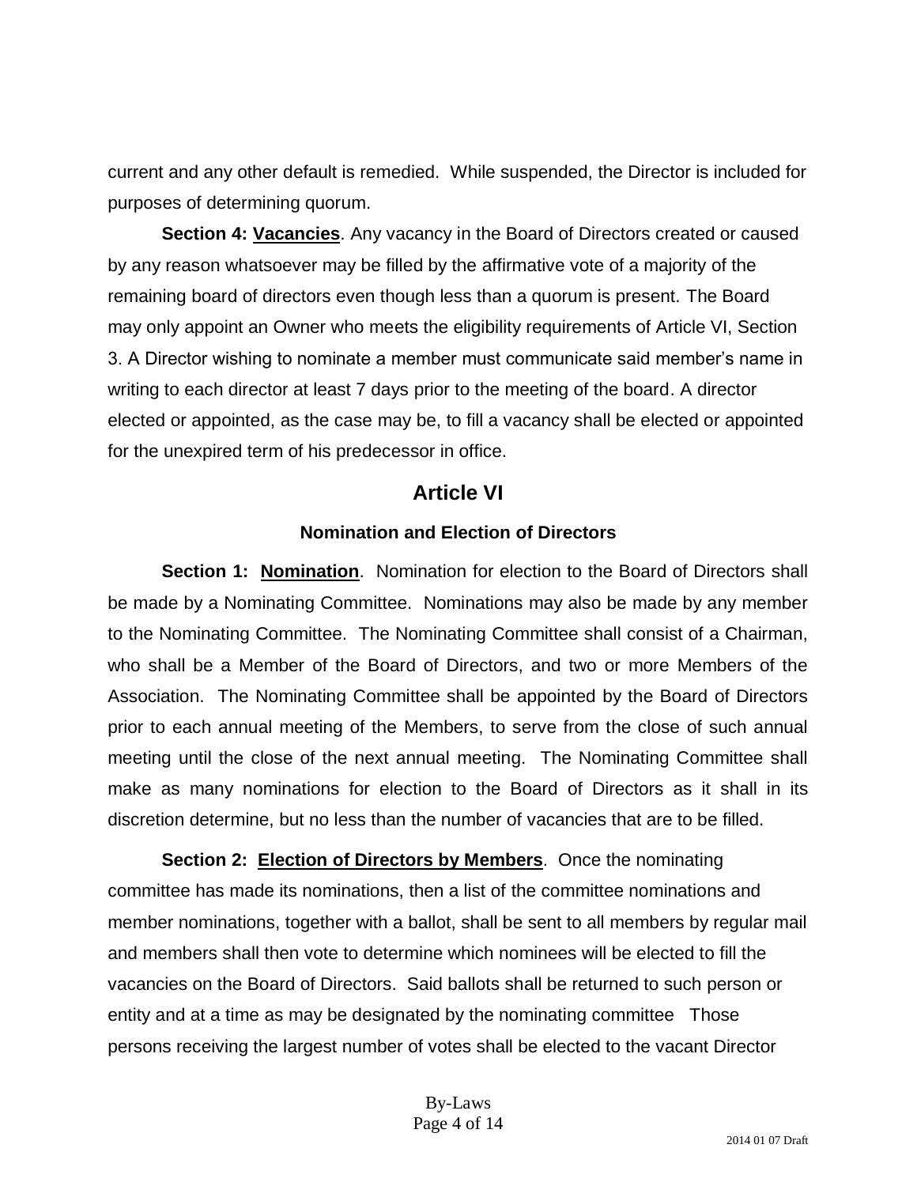current and any other default is remedied. While suspended, the Director is included for purposes of determining quorum.

**Section 4: Vacancies**. Any vacancy in the Board of Directors created or caused by any reason whatsoever may be filled by the affirmative vote of a majority of the remaining board of directors even though less than a quorum is present. The Board may only appoint an Owner who meets the eligibility requirements of Article VI, Section 3. A Director wishing to nominate a member must communicate said member's name in writing to each director at least 7 days prior to the meeting of the board. A director elected or appointed, as the case may be, to fill a vacancy shall be elected or appointed for the unexpired term of his predecessor in office.

## Article VI

### Nomination and Election of Directors

**Section 1: Nomination**. Nomination for election to the Board of Directors shall be made by a Nominating Committee. Nominations may also be made by any member to the Nominating Committee. The Nominating Committee shall consist of a Chairman, who shall be a Member of the Board of Directors, and two or more Members of the Association. The Nominating Committee shall be appointed by the Board of Directors prior to each annual meeting of the Members, to serve from the close of such annual meeting until the close of the next annual meeting. The Nominating Committee shall make as many nominations for election to the Board of Directors as it shall in its discretion determine, but no less than the number of vacancies that are to be filled.

**Section 2: Election of Directors by Members**. Once the nominating committee has made its nominations, then a list of the committee nominations and member nominations, together with a ballot, shall be sent to all members by regular mail and members shall then vote to determine which nominees will be elected to fill the vacancies on the Board of Directors. Said ballots shall be returned to such person or entity and at a time as may be designated by the nominating committee Those persons receiving the largest number of votes shall be elected to the vacant Director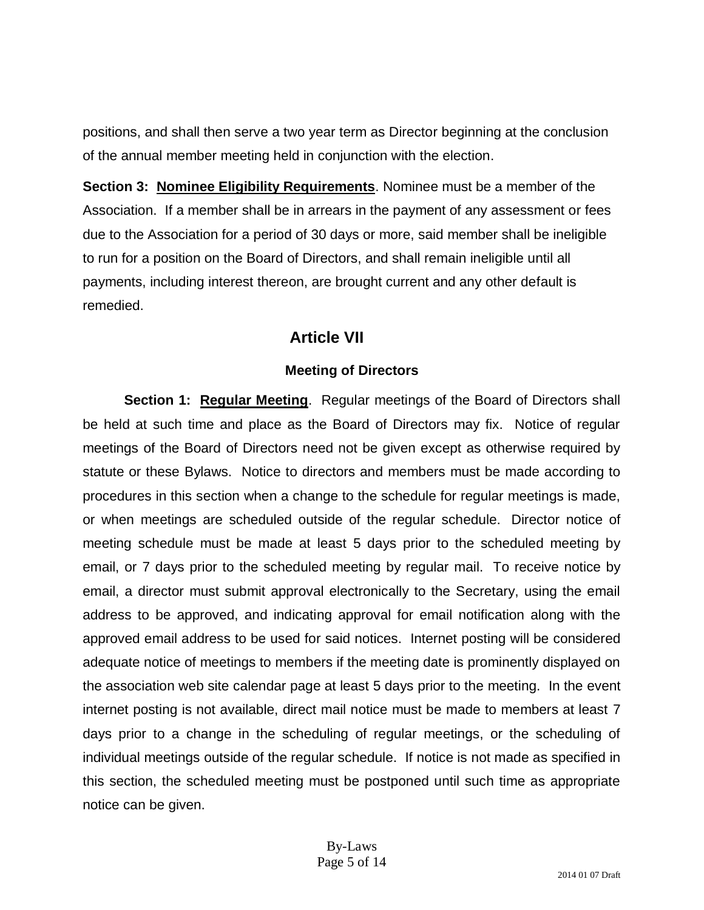positions, and shall then serve a two year term as Director beginning at the conclusion of the annual member meeting held in conjunction with the election.

**Section 3: Nominee Eligibility Requirements**. Nominee must be a member of the Association. If a member shall be in arrears in the payment of any assessment or fees due to the Association for a period of 30 days or more, said member shall be ineligible to run for a position on the Board of Directors, and shall remain ineligible until all payments, including interest thereon, are brought current and any other default is remedied.

## Article VII

### Meeting of Directors

**Section 1: Regular Meeting**. Regular meetings of the Board of Directors shall be held at such time and place as the Board of Directors may fix. Notice of regular meetings of the Board of Directors need not be given except as otherwise required by statute or these Bylaws. Notice to directors and members must be made according to procedures in this section when a change to the schedule for regular meetings is made, or when meetings are scheduled outside of the regular schedule. Director notice of meeting schedule must be made at least 5 days prior to the scheduled meeting by email, or 7 days prior to the scheduled meeting by regular mail. To receive notice by email, a director must submit approval electronically to the Secretary, using the email address to be approved, and indicating approval for email notification along with the approved email address to be used for said notices. Internet posting will be considered adequate notice of meetings to members if the meeting date is prominently displayed on the association web site calendar page at least 5 days prior to the meeting. In the event internet posting is not available, direct mail notice must be made to members at least 7 days prior to a change in the scheduling of regular meetings, or the scheduling of individual meetings outside of the regular schedule. If notice is not made as specified in this section, the scheduled meeting must be postponed until such time as appropriate notice can be given.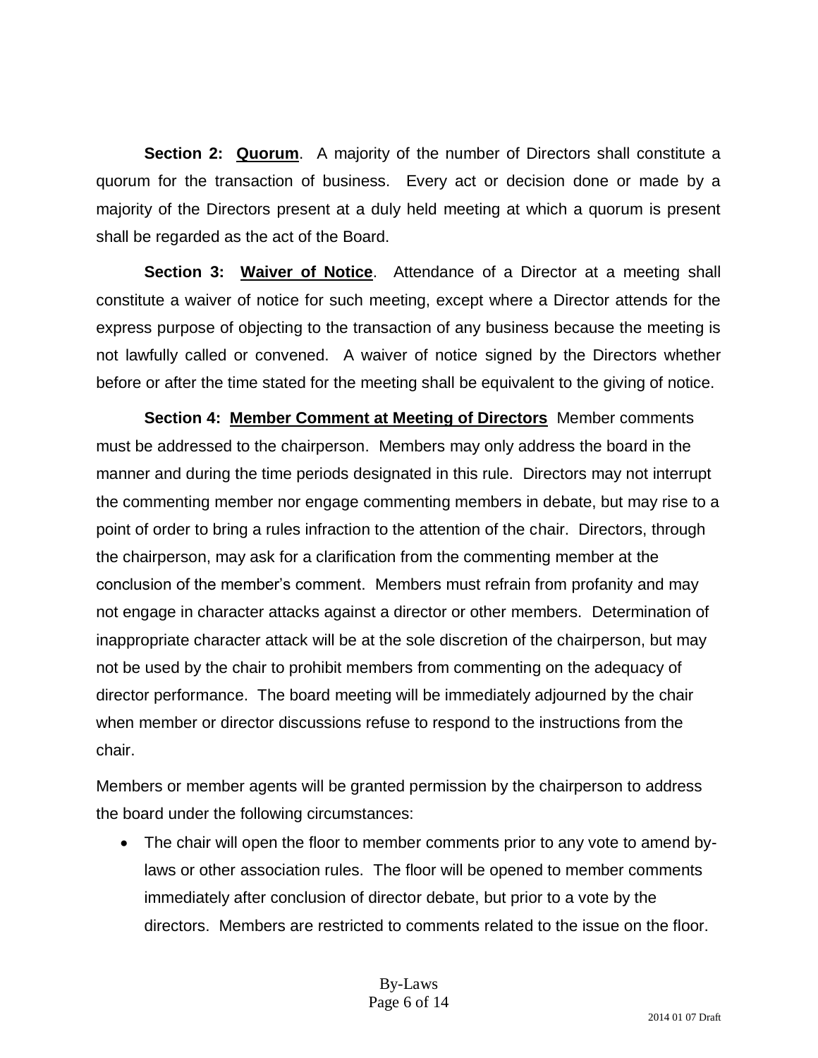**Section 2: Quorum**. A majority of the number of Directors shall constitute a quorum for the transaction of business. Every act or decision done or made by a majority of the Directors present at a duly held meeting at which a quorum is present shall be regarded as the act of the Board.

**Section 3: Waiver of Notice**. Attendance of a Director at a meeting shall constitute a waiver of notice for such meeting, except where a Director attends for the express purpose of objecting to the transaction of any business because the meeting is not lawfully called or convened. A waiver of notice signed by the Directors whether before or after the time stated for the meeting shall be equivalent to the giving of notice.

**Section 4: Member Comment at Meeting of Directors** Member comments must be addressed to the chairperson. Members may only address the board in the manner and during the time periods designated in this rule. Directors may not interrupt the commenting member nor engage commenting members in debate, but may rise to a point of order to bring a rules infraction to the attention of the chair. Directors, through the chairperson, may ask for a clarification from the commenting member at the conclusion of the member's comment. Members must refrain from profanity and may not engage in character attacks against a director or other members. Determination of inappropriate character attack will be at the sole discretion of the chairperson, but may not be used by the chair to prohibit members from commenting on the adequacy of director performance. The board meeting will be immediately adjourned by the chair when member or director discussions refuse to respond to the instructions from the chair.

Members or member agents will be granted permission by the chairperson to address the board under the following circumstances:

- The chair will open the floor to member comments prior to any vote to amend by-laws or other association rules. The floor will be opened to member comments immediately after conclusion of director debate, but prior to a vote by the directors. Members are restricted to comments related to the issue on the floor.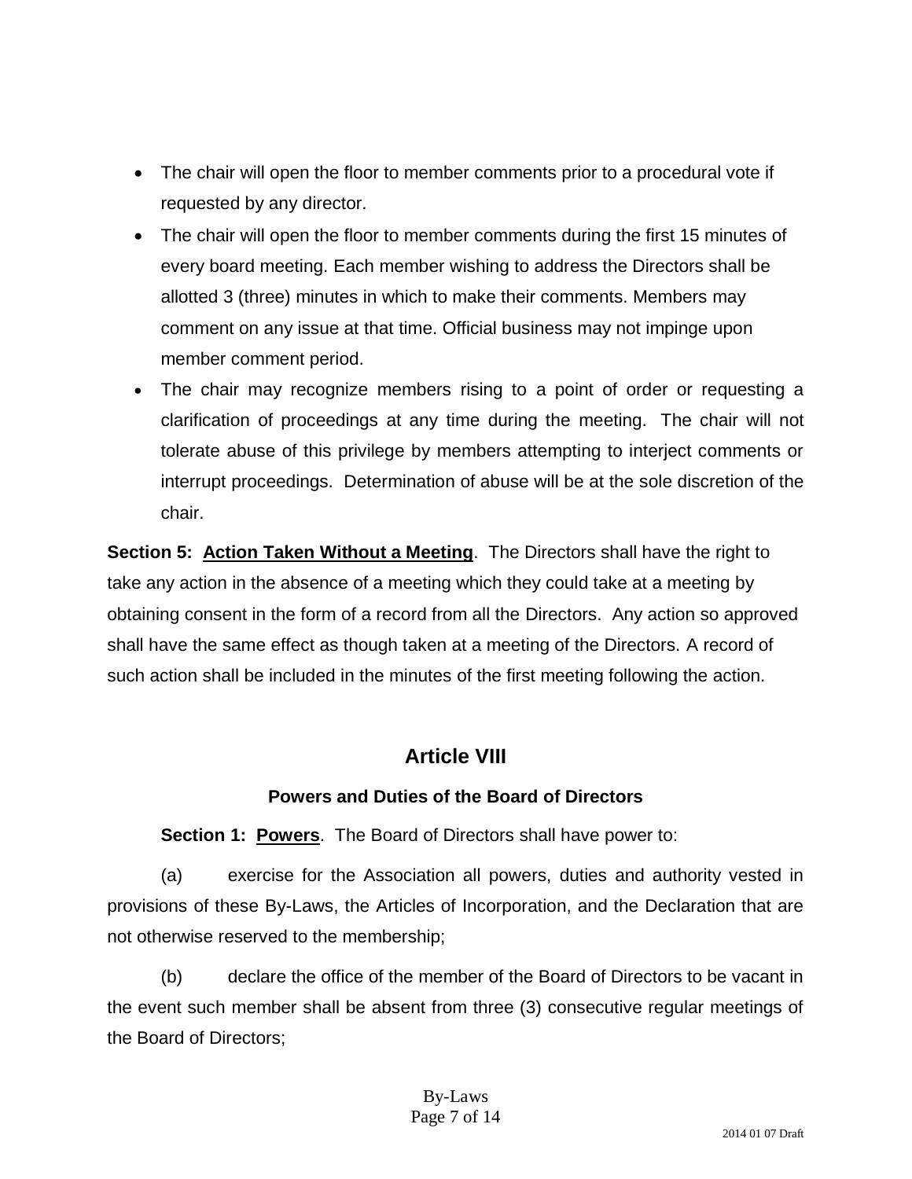- The chair will open the floor to member comments prior to a procedural vote if requested by any director.
- The chair will open the floor to member comments during the first 15 minutes of every board meeting. Each member wishing to address the Directors shall be allotted 3 (three) minutes in which to make their comments. Members may comment on any issue at that time. Official business may not impinge upon member comment period.
- The chair may recognize members rising to a point of order or requesting a clarification of proceedings at any time during the meeting. The chair will not tolerate abuse of this privilege by members attempting to interject comments or interrupt proceedings. Determination of abuse will be at the sole discretion of the chair.

**Section 5: <u>Action Taken Without a Meeting</u>**. The Directors shall have the right to take any action in the absence of a meeting which they could take at a meeting by obtaining consent in the form of a record from all the Directors. Any action so approved shall have the same effect as though taken at a meeting of the Directors. A record of such action shall be included in the minutes of the first meeting following the action.

## Article VIII

### Powers and Duties of the Board of Directors

**Section 1: <u>Powers</u>**. The Board of Directors shall have power to:

(a) exercise for the Association all powers, duties and authority vested in provisions of these By-Laws, the Articles of Incorporation, and the Declaration that are not otherwise reserved to the membership;

(b) declare the office of the member of the Board of Directors to be vacant in the event such member shall be absent from three (3) consecutive regular meetings of the Board of Directors;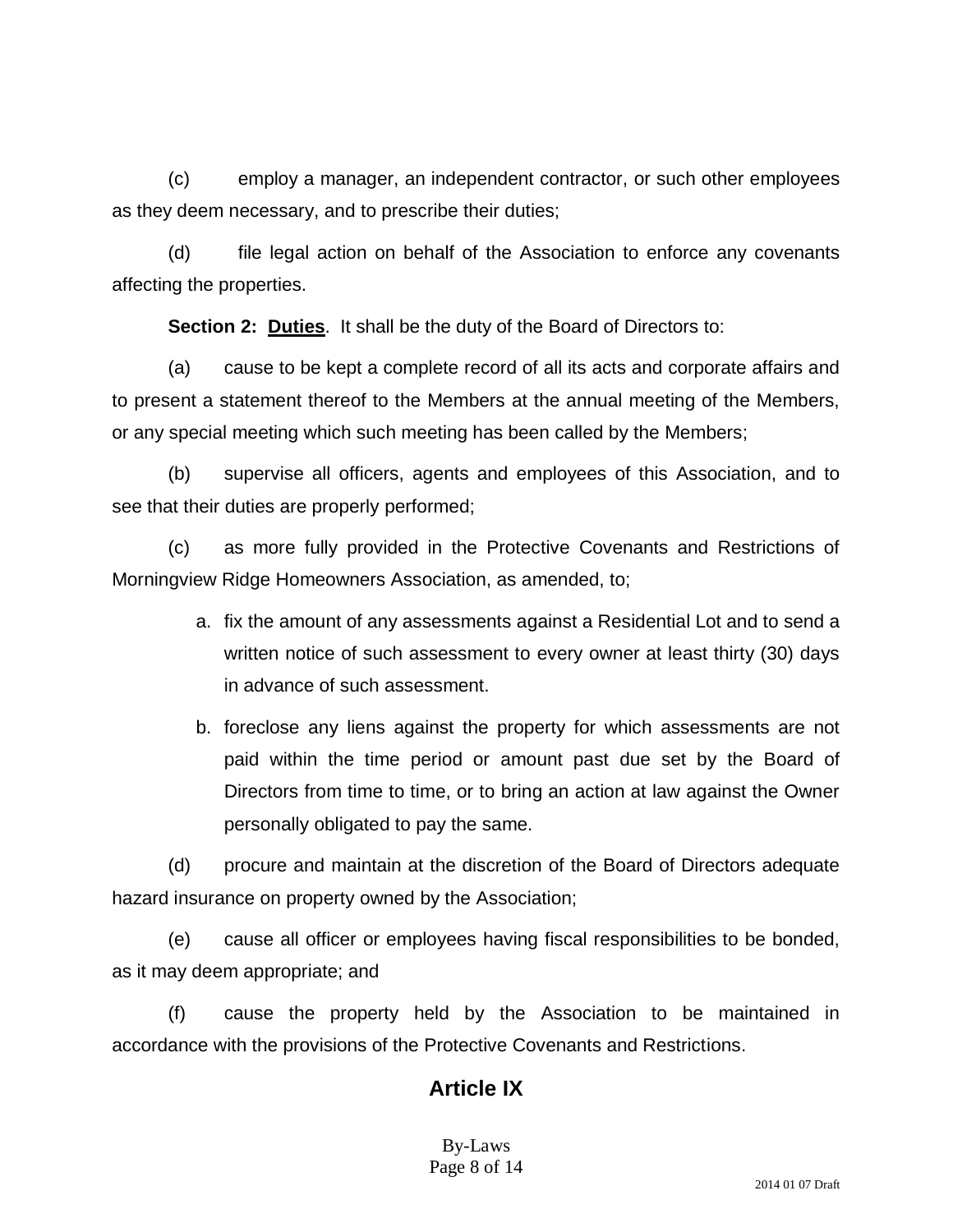(c) employ a manager, an independent contractor, or such other employees as they deem necessary, and to prescribe their duties;

(d) file legal action on behalf of the Association to enforce any covenants affecting the properties.

**Section 2: Duties**. It shall be the duty of the Board of Directors to:

(a) cause to be kept a complete record of all its acts and corporate affairs and to present a statement thereof to the Members at the annual meeting of the Members, or any special meeting which such meeting has been called by the Members;

(b) supervise all officers, agents and employees of this Association, and to see that their duties are properly performed;

(c) as more fully provided in the Protective Covenants and Restrictions of Morningview Ridge Homeowners Association, as amended, to;

   a. fix the amount of any assessments against a Residential Lot and to send a written notice of such assessment to every owner at least thirty (30) days in advance of such assessment.

   b. foreclose any liens against the property for which assessments are not paid within the time period or amount past due set by the Board of Directors from time to time, or to bring an action at law against the Owner personally obligated to pay the same.

(d) procure and maintain at the discretion of the Board of Directors adequate hazard insurance on property owned by the Association;

(e) cause all officer or employees having fiscal responsibilities to be bonded, as it may deem appropriate; and

(f) cause the property held by the Association to be maintained in accordance with the provisions of the Protective Covenants and Restrictions.

## Article IX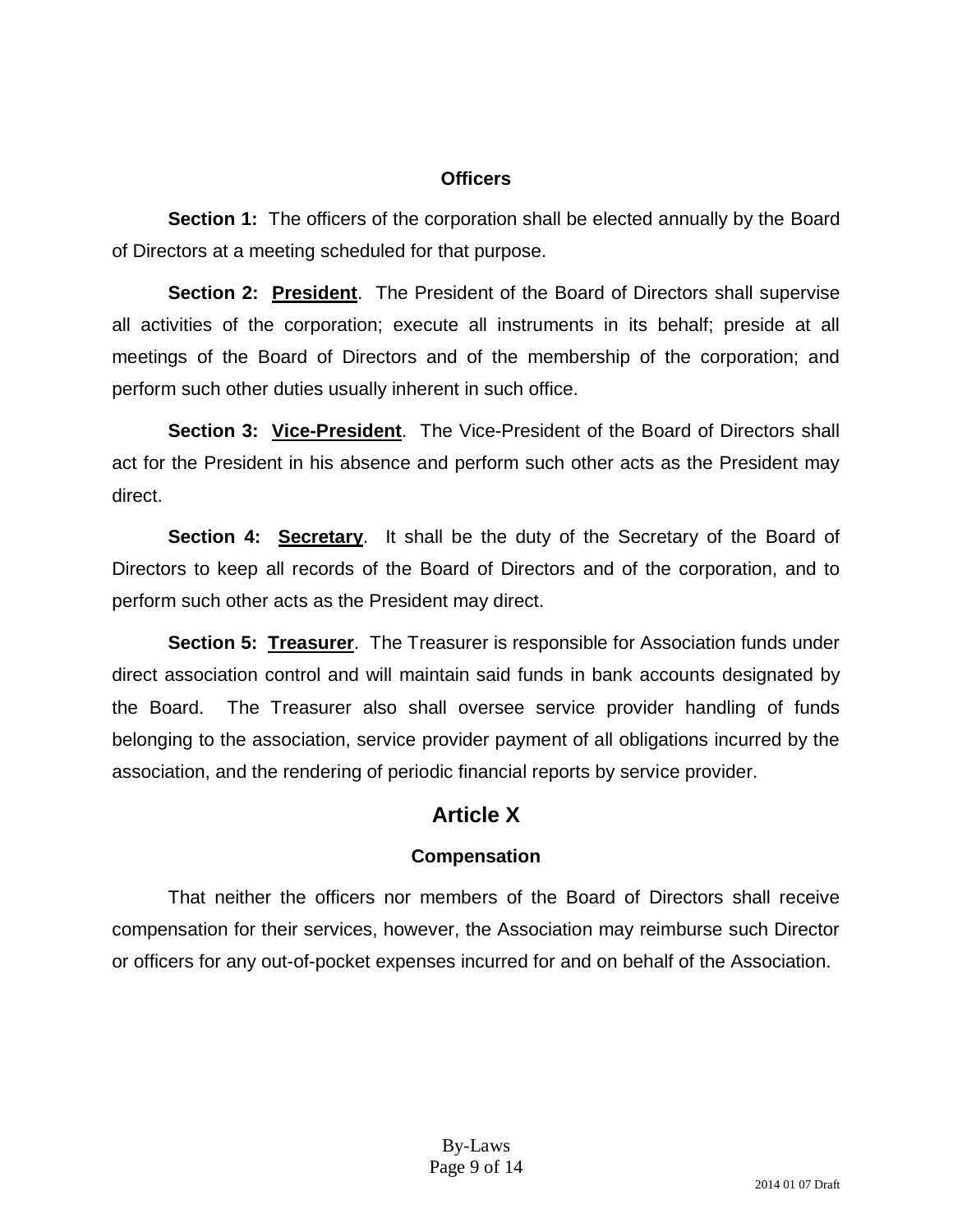### Officers

**Section 1:** The officers of the corporation shall be elected annually by the Board of Directors at a meeting scheduled for that purpose.

**Section 2: <u>President</u>**. The President of the Board of Directors shall supervise all activities of the corporation; execute all instruments in its behalf; preside at all meetings of the Board of Directors and of the membership of the corporation; and perform such other duties usually inherent in such office.

**Section 3: <u>Vice-President</u>**. The Vice-President of the Board of Directors shall act for the President in his absence and perform such other acts as the President may direct.

**Section 4: <u>Secretary</u>**. It shall be the duty of the Secretary of the Board of Directors to keep all records of the Board of Directors and of the corporation, and to perform such other acts as the President may direct.

**Section 5: <u>Treasurer</u>**. The Treasurer is responsible for Association funds under direct association control and will maintain said funds in bank accounts designated by the Board. The Treasurer also shall oversee service provider handling of funds belonging to the association, service provider payment of all obligations incurred by the association, and the rendering of periodic financial reports by service provider.

## Article X

### Compensation

That neither the officers nor members of the Board of Directors shall receive compensation for their services, however, the Association may reimburse such Director or officers for any out-of-pocket expenses incurred for and on behalf of the Association.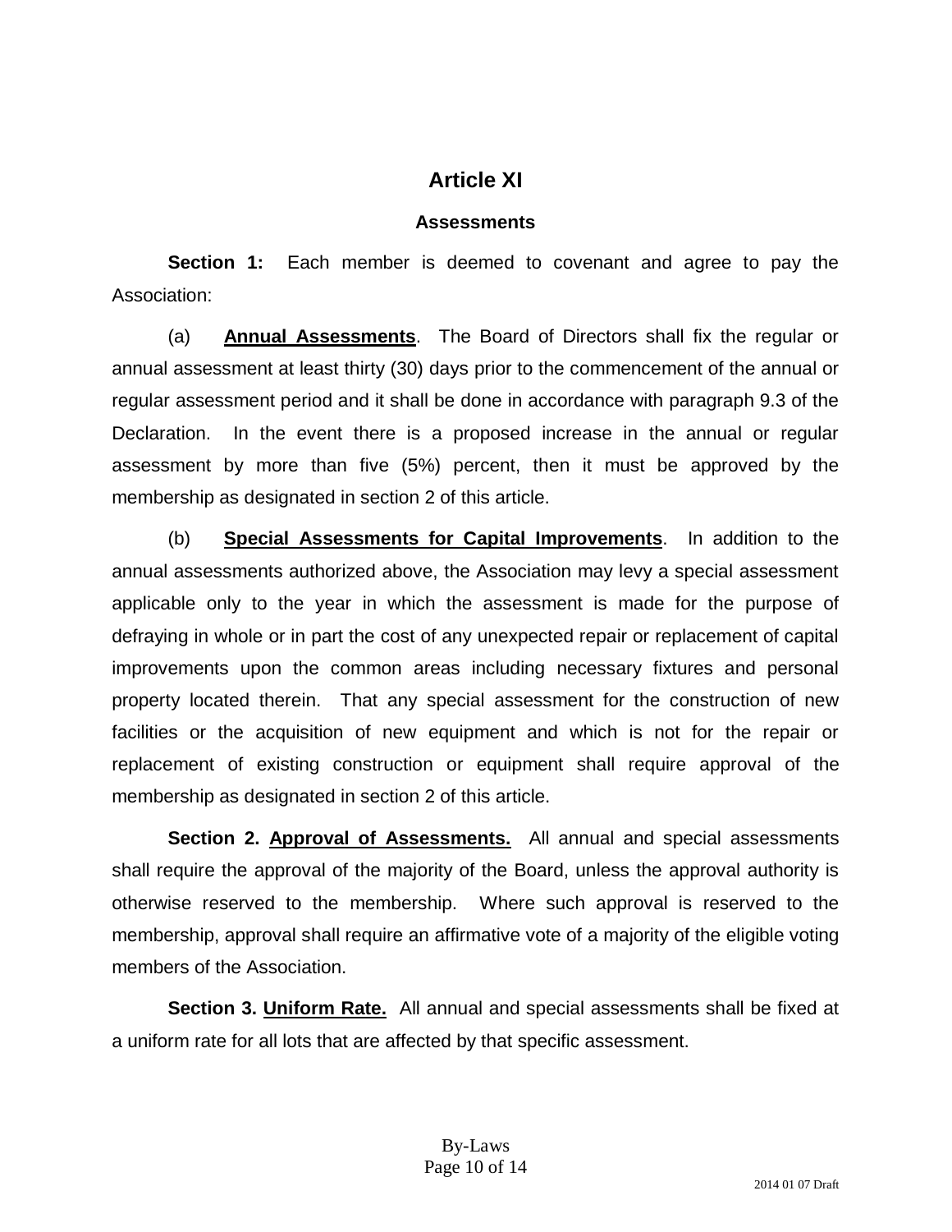# Article XI

## Assessments

**Section 1:** Each member is deemed to covenant and agree to pay the Association:

(a) **Annual Assessments**. The Board of Directors shall fix the regular or annual assessment at least thirty (30) days prior to the commencement of the annual or regular assessment period and it shall be done in accordance with paragraph 9.3 of the Declaration. In the event there is a proposed increase in the annual or regular assessment by more than five (5%) percent, then it must be approved by the membership as designated in section 2 of this article.

(b) **Special Assessments for Capital Improvements**. In addition to the annual assessments authorized above, the Association may levy a special assessment applicable only to the year in which the assessment is made for the purpose of defraying in whole or in part the cost of any unexpected repair or replacement of capital improvements upon the common areas including necessary fixtures and personal property located therein. That any special assessment for the construction of new facilities or the acquisition of new equipment and which is not for the repair or replacement of existing construction or equipment shall require approval of the membership as designated in section 2 of this article.

**Section 2. Approval of Assessments.** All annual and special assessments shall require the approval of the majority of the Board, unless the approval authority is otherwise reserved to the membership. Where such approval is reserved to the membership, approval shall require an affirmative vote of a majority of the eligible voting members of the Association.

**Section 3. Uniform Rate.** All annual and special assessments shall be fixed at a uniform rate for all lots that are affected by that specific assessment.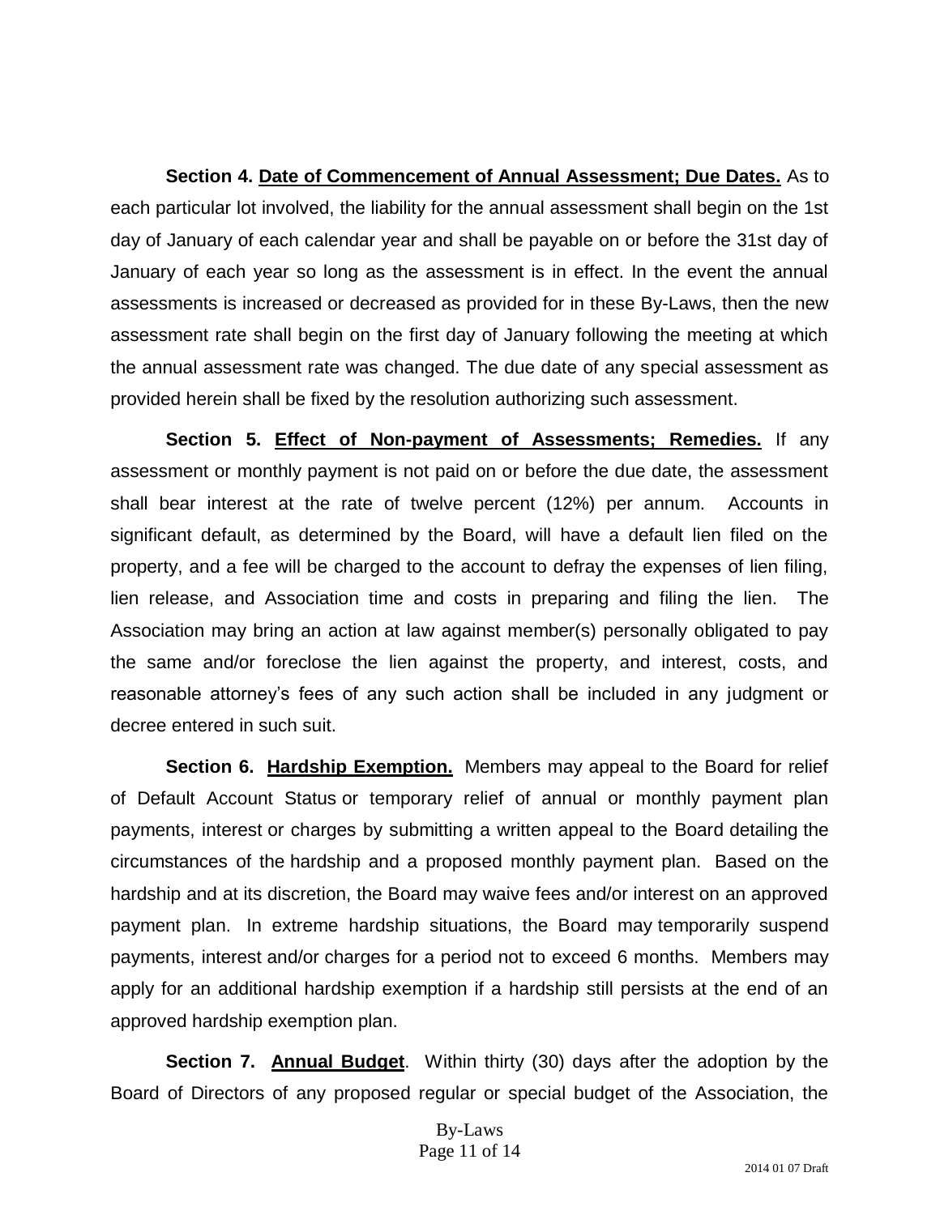**Section 4. Date of Commencement of Annual Assessment; Due Dates.** As to each particular lot involved, the liability for the annual assessment shall begin on the 1st day of January of each calendar year and shall be payable on or before the 31st day of January of each year so long as the assessment is in effect. In the event the annual assessments is increased or decreased as provided for in these By-Laws, then the new assessment rate shall begin on the first day of January following the meeting at which the annual assessment rate was changed. The due date of any special assessment as provided herein shall be fixed by the resolution authorizing such assessment.

**Section 5. Effect of Non-payment of Assessments; Remedies.** If any assessment or monthly payment is not paid on or before the due date, the assessment shall bear interest at the rate of twelve percent (12%) per annum. Accounts in significant default, as determined by the Board, will have a default lien filed on the property, and a fee will be charged to the account to defray the expenses of lien filing, lien release, and Association time and costs in preparing and filing the lien. The Association may bring an action at law against member(s) personally obligated to pay the same and/or foreclose the lien against the property, and interest, costs, and reasonable attorney's fees of any such action shall be included in any judgment or decree entered in such suit.

**Section 6. Hardship Exemption.** Members may appeal to the Board for relief of Default Account Status or temporary relief of annual or monthly payment plan payments, interest or charges by submitting a written appeal to the Board detailing the circumstances of the hardship and a proposed monthly payment plan. Based on the hardship and at its discretion, the Board may waive fees and/or interest on an approved payment plan. In extreme hardship situations, the Board may temporarily suspend payments, interest and/or charges for a period not to exceed 6 months. Members may apply for an additional hardship exemption if a hardship still persists at the end of an approved hardship exemption plan.

**Section 7. Annual Budget**. Within thirty (30) days after the adoption by the Board of Directors of any proposed regular or special budget of the Association, the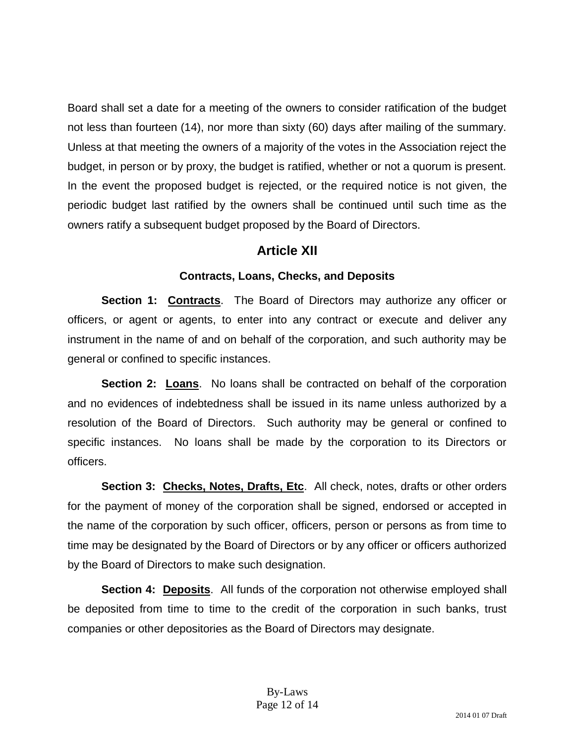Board shall set a date for a meeting of the owners to consider ratification of the budget not less than fourteen (14), nor more than sixty (60) days after mailing of the summary. Unless at that meeting the owners of a majority of the votes in the Association reject the budget, in person or by proxy, the budget is ratified, whether or not a quorum is present. In the event the proposed budget is rejected, or the required notice is not given, the periodic budget last ratified by the owners shall be continued until such time as the owners ratify a subsequent budget proposed by the Board of Directors.

## Article XII

### Contracts, Loans, Checks, and Deposits

**Section 1: Contracts**. The Board of Directors may authorize any officer or officers, or agent or agents, to enter into any contract or execute and deliver any instrument in the name of and on behalf of the corporation, and such authority may be general or confined to specific instances.

**Section 2: Loans**. No loans shall be contracted on behalf of the corporation and no evidences of indebtedness shall be issued in its name unless authorized by a resolution of the Board of Directors. Such authority may be general or confined to specific instances. No loans shall be made by the corporation to its Directors or officers.

**Section 3: Checks, Notes, Drafts, Etc**. All check, notes, drafts or other orders for the payment of money of the corporation shall be signed, endorsed or accepted in the name of the corporation by such officer, officers, person or persons as from time to time may be designated by the Board of Directors or by any officer or officers authorized by the Board of Directors to make such designation.

**Section 4: Deposits**. All funds of the corporation not otherwise employed shall be deposited from time to time to the credit of the corporation in such banks, trust companies or other depositories as the Board of Directors may designate.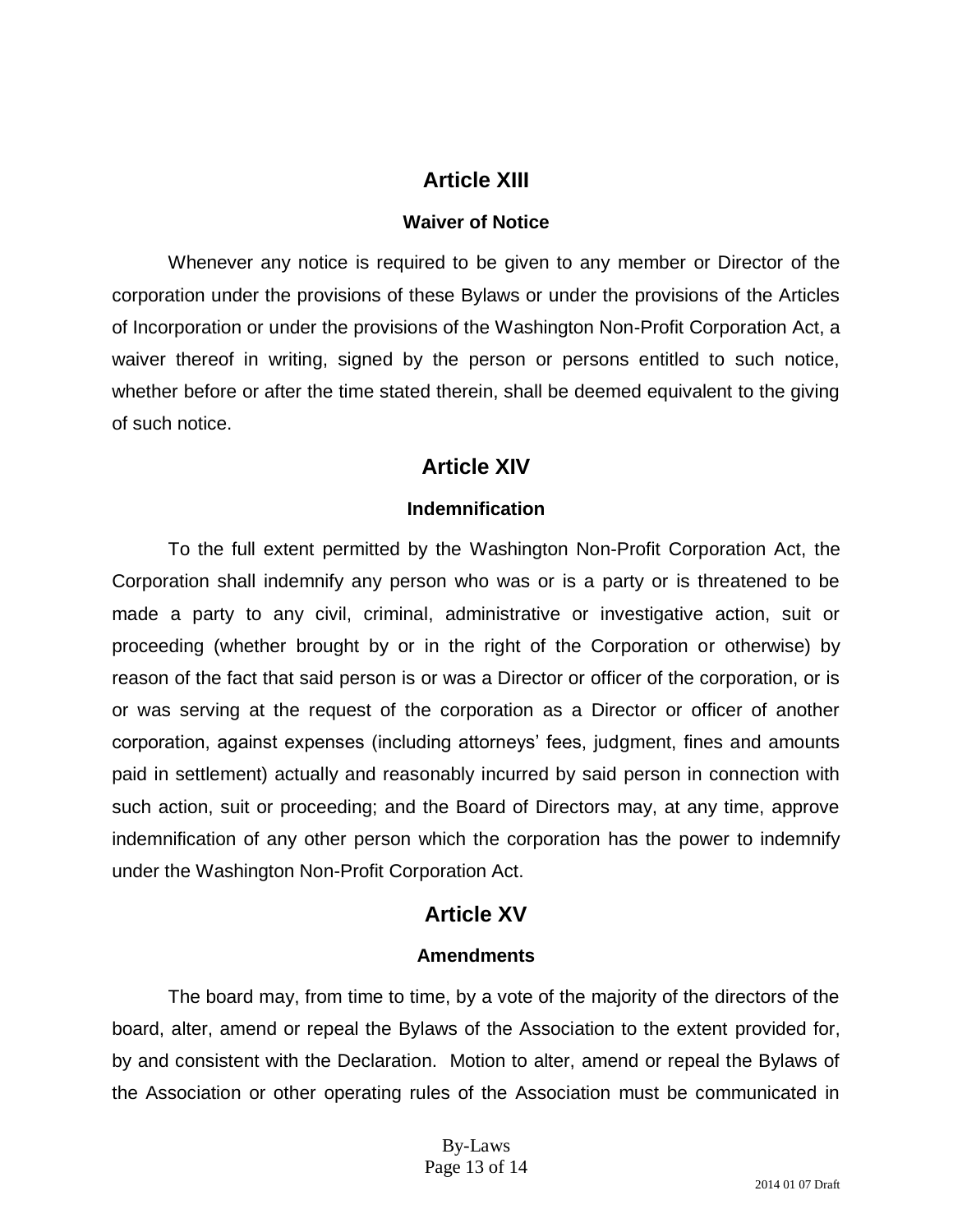## Article XIII

### Waiver of Notice

Whenever any notice is required to be given to any member or Director of the corporation under the provisions of these Bylaws or under the provisions of the Articles of Incorporation or under the provisions of the Washington Non-Profit Corporation Act, a waiver thereof in writing, signed by the person or persons entitled to such notice, whether before or after the time stated therein, shall be deemed equivalent to the giving of such notice.

## Article XIV

### Indemnification

To the full extent permitted by the Washington Non-Profit Corporation Act, the Corporation shall indemnify any person who was or is a party or is threatened to be made a party to any civil, criminal, administrative or investigative action, suit or proceeding (whether brought by or in the right of the Corporation or otherwise) by reason of the fact that said person is or was a Director or officer of the corporation, or is or was serving at the request of the corporation as a Director or officer of another corporation, against expenses (including attorneys' fees, judgment, fines and amounts paid in settlement) actually and reasonably incurred by said person in connection with such action, suit or proceeding; and the Board of Directors may, at any time, approve indemnification of any other person which the corporation has the power to indemnify under the Washington Non-Profit Corporation Act.

## Article XV

### Amendments

The board may, from time to time, by a vote of the majority of the directors of the board, alter, amend or repeal the Bylaws of the Association to the extent provided for, by and consistent with the Declaration. Motion to alter, amend or repeal the Bylaws of the Association or other operating rules of the Association must be communicated in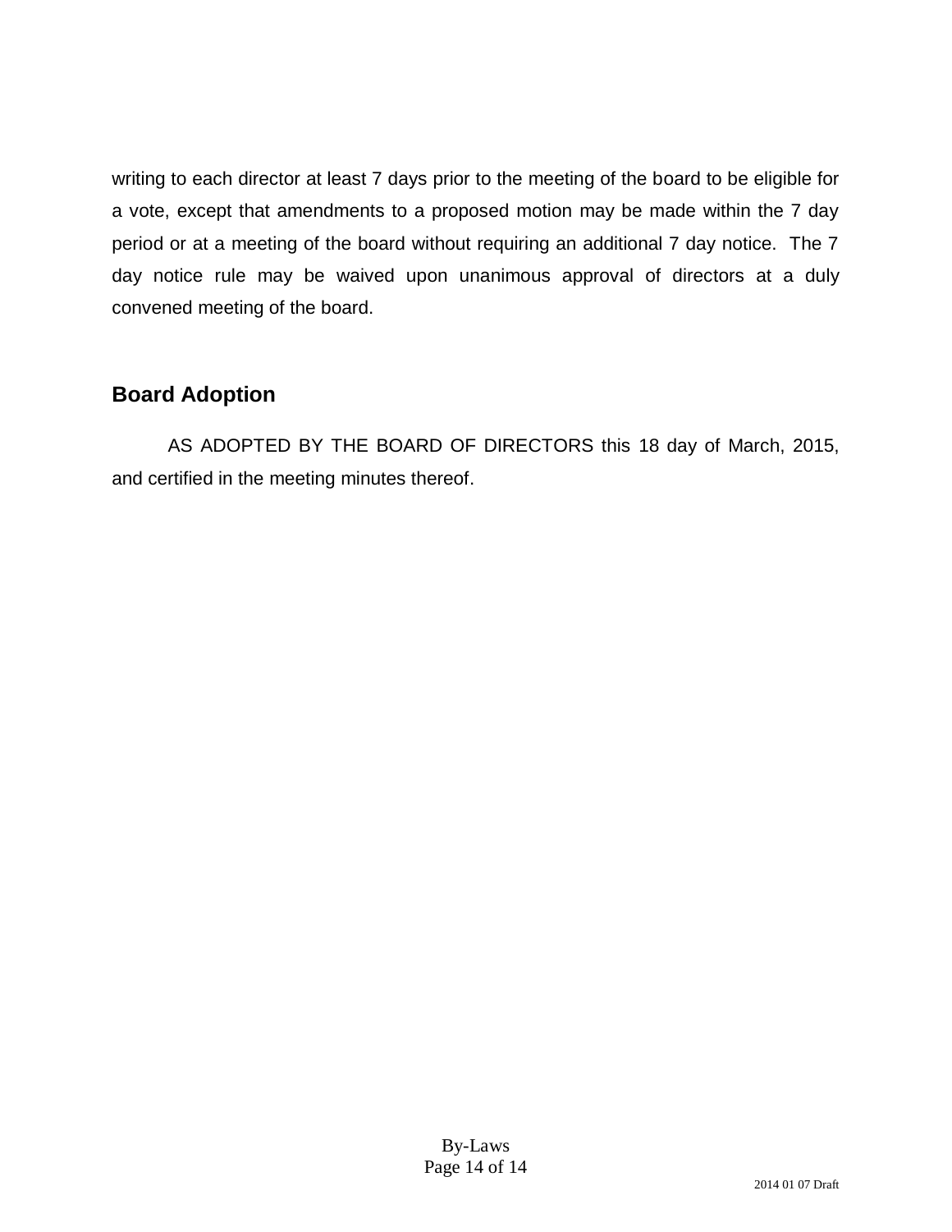writing to each director at least 7 days prior to the meeting of the board to be eligible for a vote, except that amendments to a proposed motion may be made within the 7 day period or at a meeting of the board without requiring an additional 7 day notice. The 7 day notice rule may be waived upon unanimous approval of directors at a duly convened meeting of the board.

## Board Adoption

AS ADOPTED BY THE BOARD OF DIRECTORS this 18 day of March, 2015, and certified in the meeting minutes thereof.